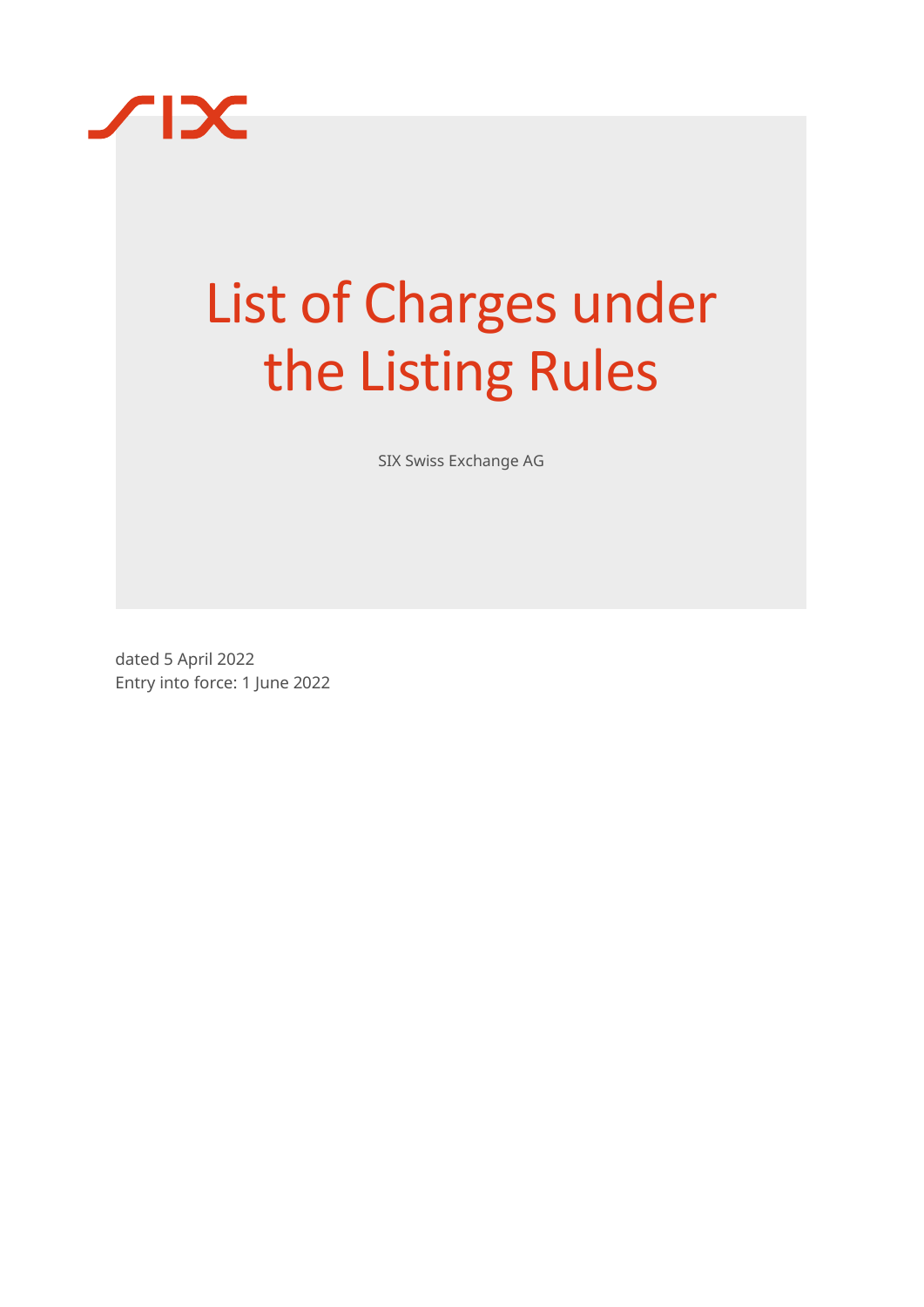# List of Charges under the Listing Rules

SIX Swiss Exchange AG

dated 5 April 2022
Entry into force: 1 June 2022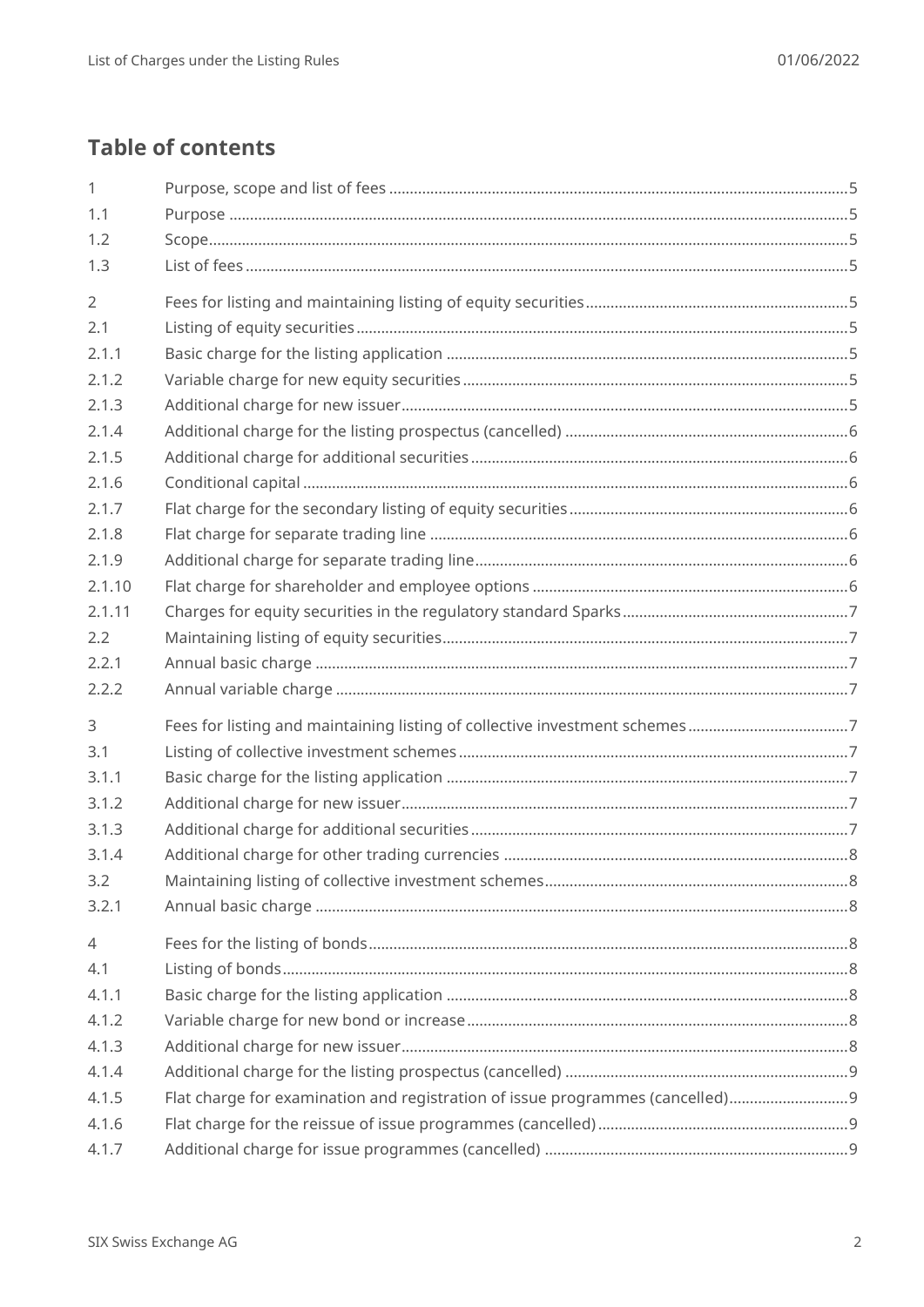## Table of contents

| | | |
|---|---|---|
| 1 | Purpose, scope and list of fees | 5 |
| 1.1 | Purpose | 5 |
| 1.2 | Scope | 5 |
| 1.3 | List of fees | 5 |
| 2 | Fees for listing and maintaining listing of equity securities | 5 |
| 2.1 | Listing of equity securities | 5 |
| 2.1.1 | Basic charge for the listing application | 5 |
| 2.1.2 | Variable charge for new equity securities | 5 |
| 2.1.3 | Additional charge for new issuer | 5 |
| 2.1.4 | Additional charge for the listing prospectus (cancelled) | 6 |
| 2.1.5 | Additional charge for additional securities | 6 |
| 2.1.6 | Conditional capital | 6 |
| 2.1.7 | Flat charge for the secondary listing of equity securities | 6 |
| 2.1.8 | Flat charge for separate trading line | 6 |
| 2.1.9 | Additional charge for separate trading line | 6 |
| 2.1.10 | Flat charge for shareholder and employee options | 6 |
| 2.1.11 | Charges for equity securities in the regulatory standard Sparks | 7 |
| 2.2 | Maintaining listing of equity securities | 7 |
| 2.2.1 | Annual basic charge | 7 |
| 2.2.2 | Annual variable charge | 7 |
| 3 | Fees for listing and maintaining listing of collective investment schemes | 7 |
| 3.1 | Listing of collective investment schemes | 7 |
| 3.1.1 | Basic charge for the listing application | 7 |
| 3.1.2 | Additional charge for new issuer | 7 |
| 3.1.3 | Additional charge for additional securities | 7 |
| 3.1.4 | Additional charge for other trading currencies | 8 |
| 3.2 | Maintaining listing of collective investment schemes | 8 |
| 3.2.1 | Annual basic charge | 8 |
| 4 | Fees for the listing of bonds | 8 |
| 4.1 | Listing of bonds | 8 |
| 4.1.1 | Basic charge for the listing application | 8 |
| 4.1.2 | Variable charge for new bond or increase | 8 |
| 4.1.3 | Additional charge for new issuer | 8 |
| 4.1.4 | Additional charge for the listing prospectus (cancelled) | 9 |
| 4.1.5 | Flat charge for examination and registration of issue programmes (cancelled) | 9 |
| 4.1.6 | Flat charge for the reissue of issue programmes (cancelled) | 9 |
| 4.1.7 | Additional charge for issue programmes (cancelled) | 9 |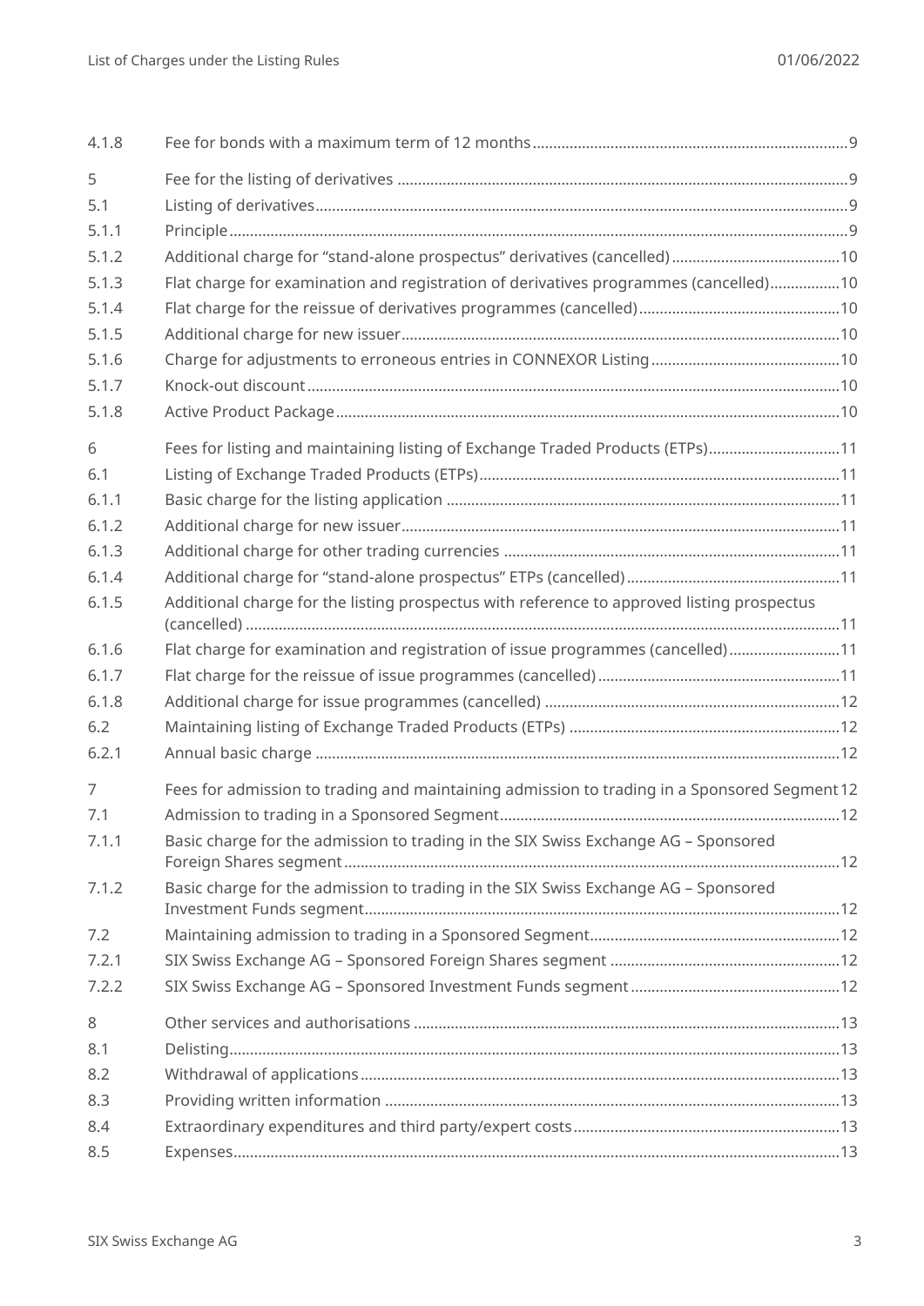| | | |
|---|---|---|
| 4.1.8 | Fee for bonds with a maximum term of 12 months | 9 |
| 5 | Fee for the listing of derivatives | 9 |
| 5.1 | Listing of derivatives | 9 |
| 5.1.1 | Principle | 9 |
| 5.1.2 | Additional charge for "stand-alone prospectus" derivatives (cancelled) | 10 |
| 5.1.3 | Flat charge for examination and registration of derivatives programmes (cancelled) | 10 |
| 5.1.4 | Flat charge for the reissue of derivatives programmes (cancelled) | 10 |
| 5.1.5 | Additional charge for new issuer | 10 |
| 5.1.6 | Charge for adjustments to erroneous entries in CONNEXOR Listing | 10 |
| 5.1.7 | Knock-out discount | 10 |
| 5.1.8 | Active Product Package | 10 |
| 6 | Fees for listing and maintaining listing of Exchange Traded Products (ETPs) | 11 |
| 6.1 | Listing of Exchange Traded Products (ETPs) | 11 |
| 6.1.1 | Basic charge for the listing application | 11 |
| 6.1.2 | Additional charge for new issuer | 11 |
| 6.1.3 | Additional charge for other trading currencies | 11 |
| 6.1.4 | Additional charge for "stand-alone prospectus" ETPs (cancelled) | 11 |
| 6.1.5 | Additional charge for the listing prospectus with reference to approved listing prospectus (cancelled) | 11 |
| 6.1.6 | Flat charge for examination and registration of issue programmes (cancelled) | 11 |
| 6.1.7 | Flat charge for the reissue of issue programmes (cancelled) | 11 |
| 6.1.8 | Additional charge for issue programmes (cancelled) | 12 |
| 6.2 | Maintaining listing of Exchange Traded Products (ETPs) | 12 |
| 6.2.1 | Annual basic charge | 12 |
| 7 | Fees for admission to trading and maintaining admission to trading in a Sponsored Segment | 12 |
| 7.1 | Admission to trading in a Sponsored Segment | 12 |
| 7.1.1 | Basic charge for the admission to trading in the SIX Swiss Exchange AG – Sponsored Foreign Shares segment | 12 |
| 7.1.2 | Basic charge for the admission to trading in the SIX Swiss Exchange AG – Sponsored Investment Funds segment | 12 |
| 7.2 | Maintaining admission to trading in a Sponsored Segment | 12 |
| 7.2.1 | SIX Swiss Exchange AG – Sponsored Foreign Shares segment | 12 |
| 7.2.2 | SIX Swiss Exchange AG – Sponsored Investment Funds segment | 12 |
| 8 | Other services and authorisations | 13 |
| 8.1 | Delisting | 13 |
| 8.2 | Withdrawal of applications | 13 |
| 8.3 | Providing written information | 13 |
| 8.4 | Extraordinary expenditures and third party/expert costs | 13 |
| 8.5 | Expenses | 13 |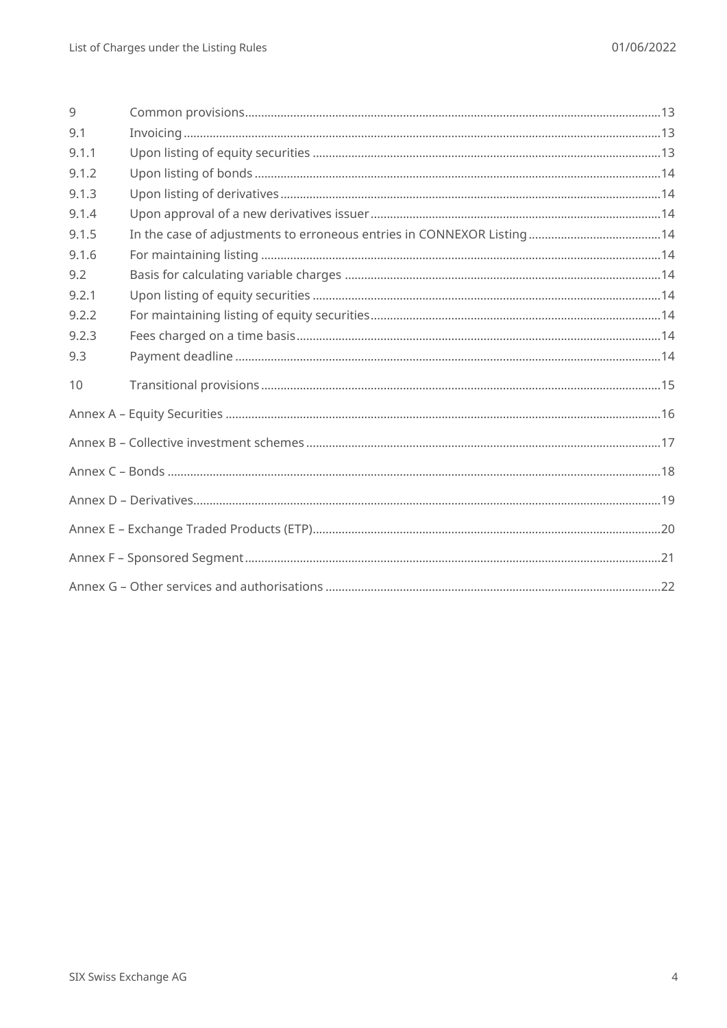| | | |
|---|---|---|
| 9 | Common provisions | 13 |
| 9.1 | Invoicing | 13 |
| 9.1.1 | Upon listing of equity securities | 13 |
| 9.1.2 | Upon listing of bonds | 14 |
| 9.1.3 | Upon listing of derivatives | 14 |
| 9.1.4 | Upon approval of a new derivatives issuer | 14 |
| 9.1.5 | In the case of adjustments to erroneous entries in CONNEXOR Listing | 14 |
| 9.1.6 | For maintaining listing | 14 |
| 9.2 | Basis for calculating variable charges | 14 |
| 9.2.1 | Upon listing of equity securities | 14 |
| 9.2.2 | For maintaining listing of equity securities | 14 |
| 9.2.3 | Fees charged on a time basis | 14 |
| 9.3 | Payment deadline | 14 |
| 10 | Transitional provisions | 15 |
| Annex A – Equity Securities | | 16 |
| Annex B – Collective investment schemes | | 17 |
| Annex C – Bonds | | 18 |
| Annex D – Derivatives | | 19 |
| Annex E – Exchange Traded Products (ETP) | | 20 |
| Annex F – Sponsored Segment | | 21 |
| Annex G – Other services and authorisations | | 22 |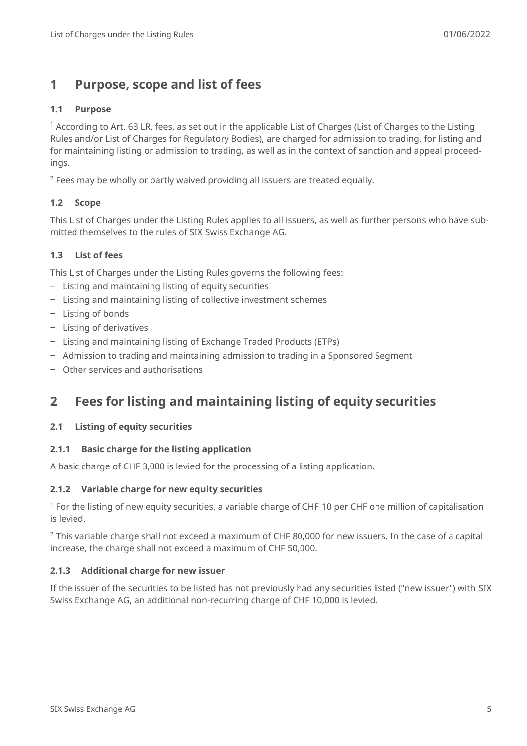# 1 Purpose, scope and list of fees

### 1.1 Purpose

[1] According to Art. 63 LR, fees, as set out in the applicable List of Charges (List of Charges to the Listing Rules and/or List of Charges for Regulatory Bodies), are charged for admission to trading, for listing and for maintaining listing or admission to trading, as well as in the context of sanction and appeal proceedings.

[2] Fees may be wholly or partly waived providing all issuers are treated equally.

### 1.2 Scope

This List of Charges under the Listing Rules applies to all issuers, as well as further persons who have submitted themselves to the rules of SIX Swiss Exchange AG.

### 1.3 List of fees

This List of Charges under the Listing Rules governs the following fees:

- Listing and maintaining listing of equity securities
- Listing and maintaining listing of collective investment schemes
- Listing of bonds
- Listing of derivatives
- Listing and maintaining listing of Exchange Traded Products (ETPs)
- Admission to trading and maintaining admission to trading in a Sponsored Segment
- Other services and authorisations

# 2 Fees for listing and maintaining listing of equity securities

### 2.1 Listing of equity securities

#### 2.1.1 Basic charge for the listing application

A basic charge of CHF 3,000 is levied for the processing of a listing application.

#### 2.1.2 Variable charge for new equity securities

[1] For the listing of new equity securities, a variable charge of CHF 10 per CHF one million of capitalisation is levied.

[2] This variable charge shall not exceed a maximum of CHF 80,000 for new issuers. In the case of a capital increase, the charge shall not exceed a maximum of CHF 50,000.

#### 2.1.3 Additional charge for new issuer

If the issuer of the securities to be listed has not previously had any securities listed ("new issuer") with SIX Swiss Exchange AG, an additional non-recurring charge of CHF 10,000 is levied.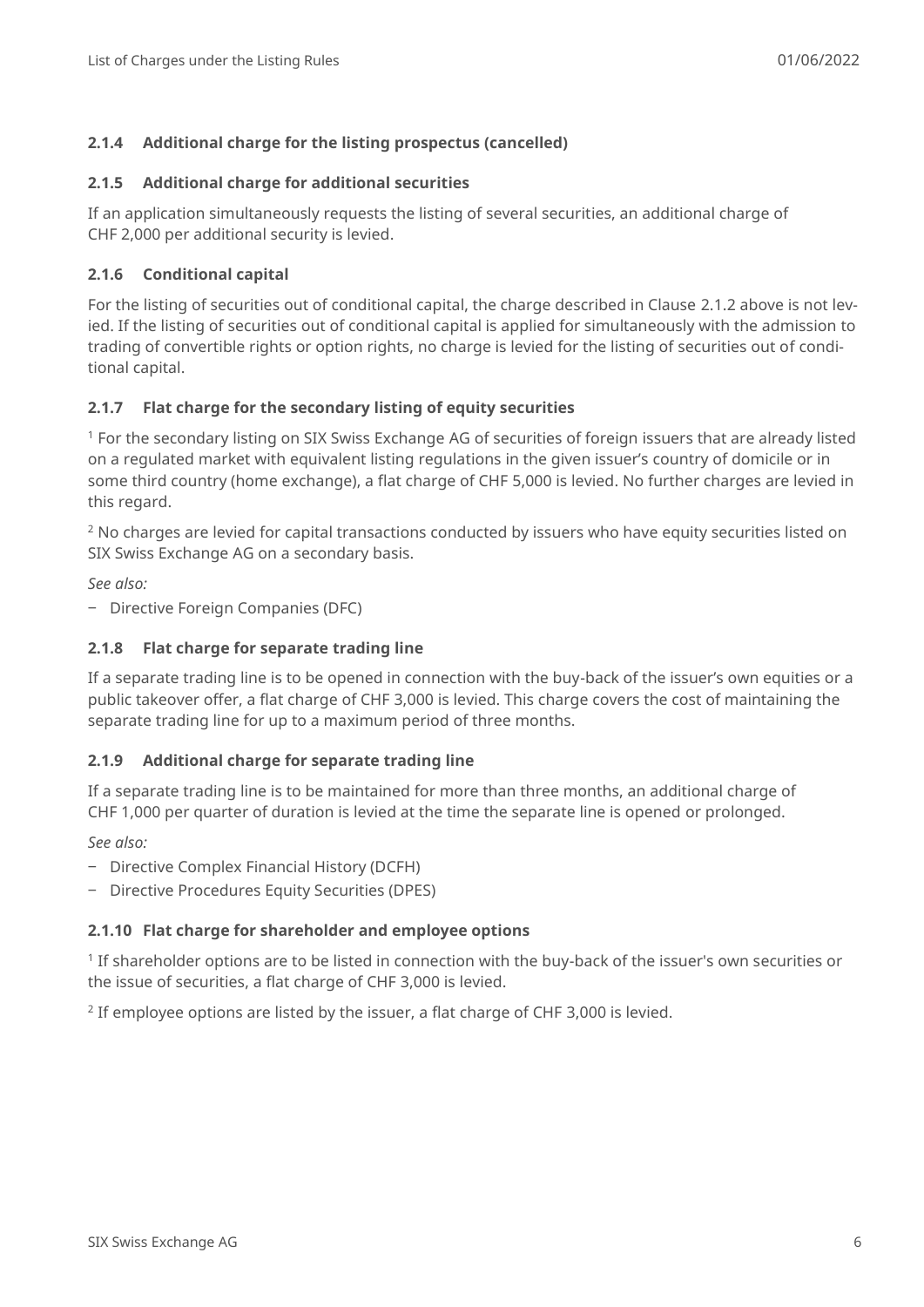#### 2.1.4 Additional charge for the listing prospectus (cancelled)

#### 2.1.5 Additional charge for additional securities

If an application simultaneously requests the listing of several securities, an additional charge of CHF 2,000 per additional security is levied.

#### 2.1.6 Conditional capital

For the listing of securities out of conditional capital, the charge described in Clause 2.1.2 above is not levied. If the listing of securities out of conditional capital is applied for simultaneously with the admission to trading of convertible rights or option rights, no charge is levied for the listing of securities out of conditional capital.

#### 2.1.7 Flat charge for the secondary listing of equity securities

[1] For the secondary listing on SIX Swiss Exchange AG of securities of foreign issuers that are already listed on a regulated market with equivalent listing regulations in the given issuer's country of domicile or in some third country (home exchange), a flat charge of CHF 5,000 is levied. No further charges are levied in this regard.

[2] No charges are levied for capital transactions conducted by issuers who have equity securities listed on SIX Swiss Exchange AG on a secondary basis.

*See also:*

- Directive Foreign Companies (DFC)

#### 2.1.8 Flat charge for separate trading line

If a separate trading line is to be opened in connection with the buy-back of the issuer's own equities or a public takeover offer, a flat charge of CHF 3,000 is levied. This charge covers the cost of maintaining the separate trading line for up to a maximum period of three months.

#### 2.1.9 Additional charge for separate trading line

If a separate trading line is to be maintained for more than three months, an additional charge of CHF 1,000 per quarter of duration is levied at the time the separate line is opened or prolonged.

*See also:*

- Directive Complex Financial History (DCFH)
- Directive Procedures Equity Securities (DPES)

#### 2.1.10 Flat charge for shareholder and employee options

[1] If shareholder options are to be listed in connection with the buy-back of the issuer's own securities or the issue of securities, a flat charge of CHF 3,000 is levied.

[2] If employee options are listed by the issuer, a flat charge of CHF 3,000 is levied.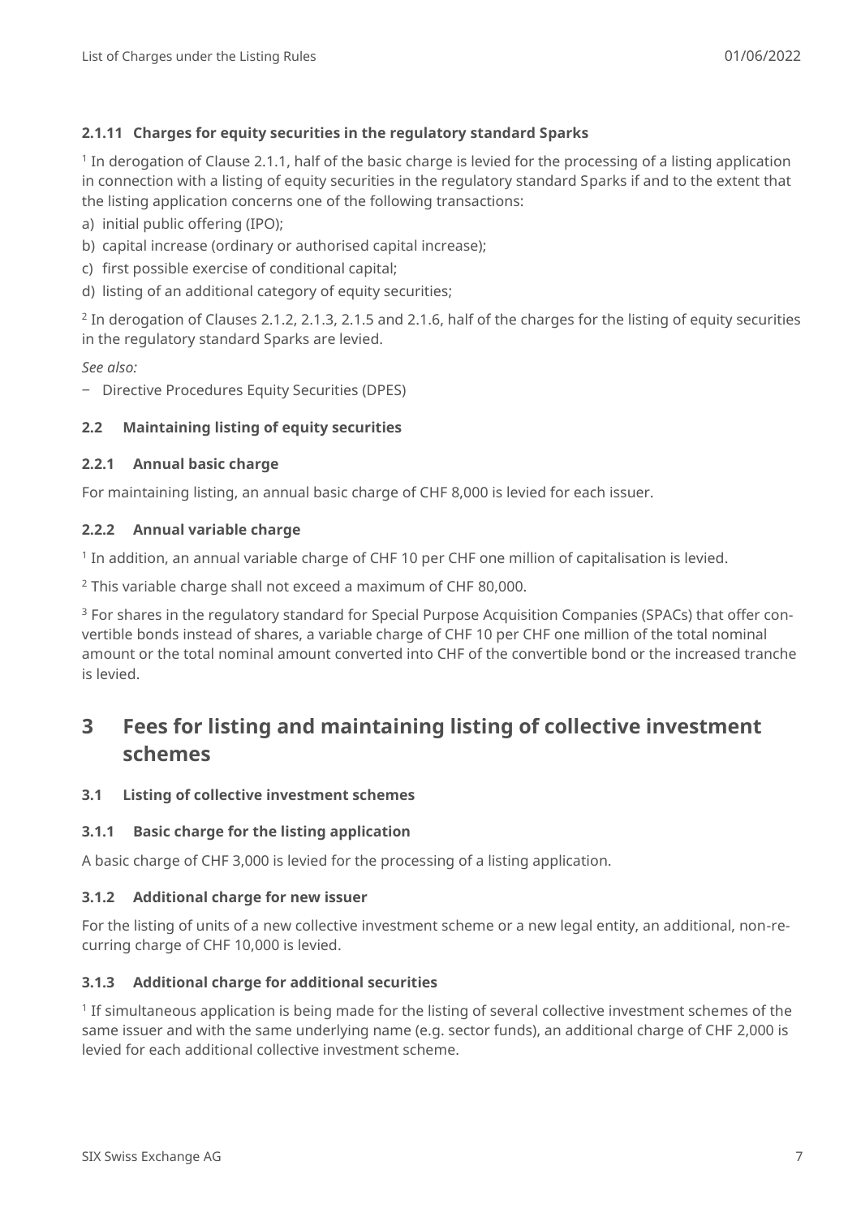#### 2.1.11 Charges for equity securities in the regulatory standard Sparks

[1] In derogation of Clause 2.1.1, half of the basic charge is levied for the processing of a listing application in connection with a listing of equity securities in the regulatory standard Sparks if and to the extent that the listing application concerns one of the following transactions:

a) initial public offering (IPO);
b) capital increase (ordinary or authorised capital increase);
c) first possible exercise of conditional capital;
d) listing of an additional category of equity securities;

[2] In derogation of Clauses 2.1.2, 2.1.3, 2.1.5 and 2.1.6, half of the charges for the listing of equity securities in the regulatory standard Sparks are levied.

*See also:*

- Directive Procedures Equity Securities (DPES)

### 2.2 Maintaining listing of equity securities

#### 2.2.1 Annual basic charge

For maintaining listing, an annual basic charge of CHF 8,000 is levied for each issuer.

#### 2.2.2 Annual variable charge

[1] In addition, an annual variable charge of CHF 10 per CHF one million of capitalisation is levied.

[2] This variable charge shall not exceed a maximum of CHF 80,000.

[3] For shares in the regulatory standard for Special Purpose Acquisition Companies (SPACs) that offer convertible bonds instead of shares, a variable charge of CHF 10 per CHF one million of the total nominal amount or the total nominal amount converted into CHF of the convertible bond or the increased tranche is levied.

## 3 Fees for listing and maintaining listing of collective investment schemes

### 3.1 Listing of collective investment schemes

#### 3.1.1 Basic charge for the listing application

A basic charge of CHF 3,000 is levied for the processing of a listing application.

#### 3.1.2 Additional charge for new issuer

For the listing of units of a new collective investment scheme or a new legal entity, an additional, non-recurring charge of CHF 10,000 is levied.

#### 3.1.3 Additional charge for additional securities

[1] If simultaneous application is being made for the listing of several collective investment schemes of the same issuer and with the same underlying name (e.g. sector funds), an additional charge of CHF 2,000 is levied for each additional collective investment scheme.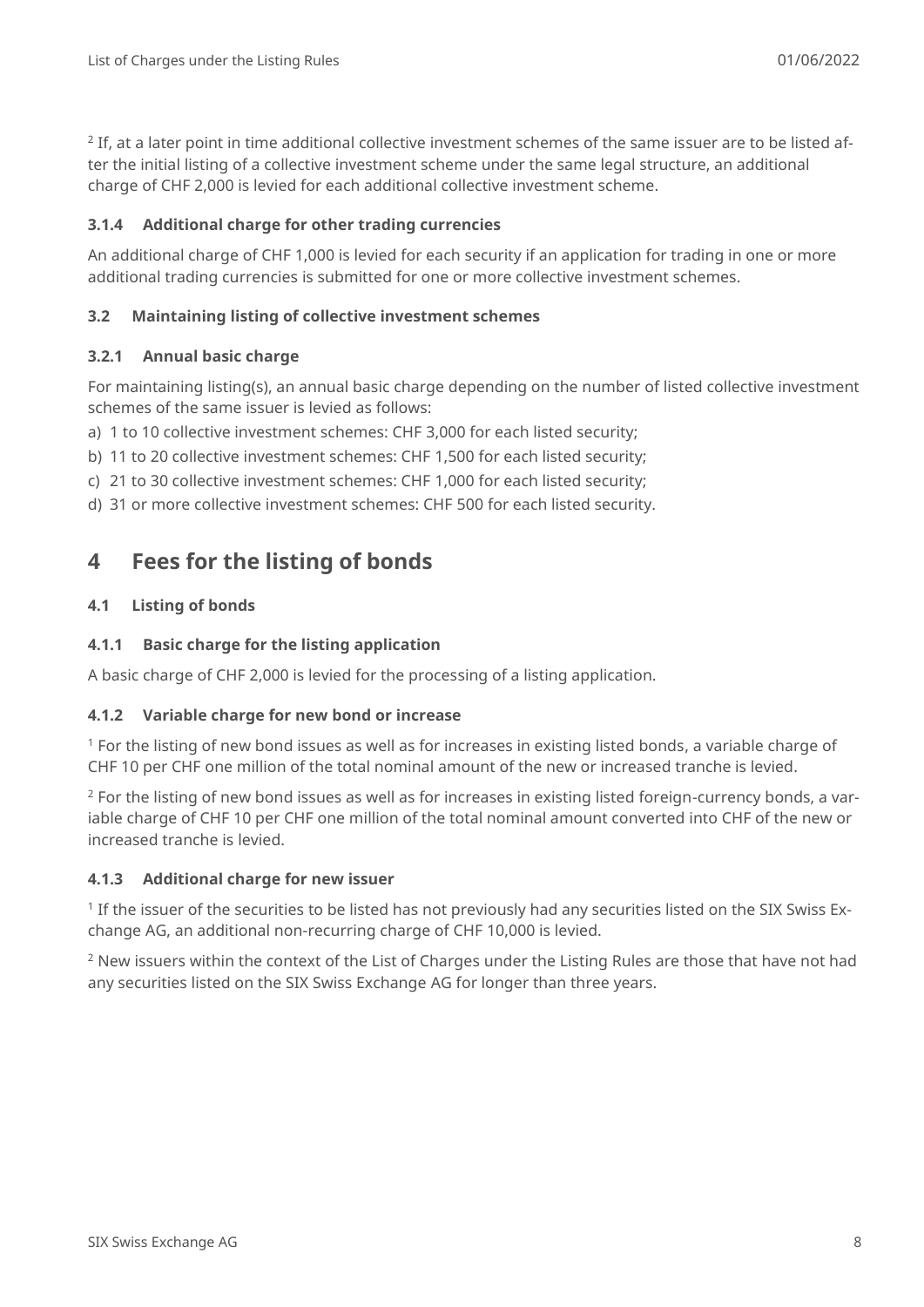[2] If, at a later point in time additional collective investment schemes of the same issuer are to be listed after the initial listing of a collective investment scheme under the same legal structure, an additional charge of CHF 2,000 is levied for each additional collective investment scheme.

### 3.1.4 Additional charge for other trading currencies

An additional charge of CHF 1,000 is levied for each security if an application for trading in one or more additional trading currencies is submitted for one or more collective investment schemes.

## 3.2 Maintaining listing of collective investment schemes

### 3.2.1 Annual basic charge

For maintaining listing(s), an annual basic charge depending on the number of listed collective investment schemes of the same issuer is levied as follows:

a) 1 to 10 collective investment schemes: CHF 3,000 for each listed security;

b) 11 to 20 collective investment schemes: CHF 1,500 for each listed security;

c) 21 to 30 collective investment schemes: CHF 1,000 for each listed security;

d) 31 or more collective investment schemes: CHF 500 for each listed security.

# 4 Fees for the listing of bonds

## 4.1 Listing of bonds

### 4.1.1 Basic charge for the listing application

A basic charge of CHF 2,000 is levied for the processing of a listing application.

### 4.1.2 Variable charge for new bond or increase

[1] For the listing of new bond issues as well as for increases in existing listed bonds, a variable charge of CHF 10 per CHF one million of the total nominal amount of the new or increased tranche is levied.

[2] For the listing of new bond issues as well as for increases in existing listed foreign-currency bonds, a variable charge of CHF 10 per CHF one million of the total nominal amount converted into CHF of the new or increased tranche is levied.

### 4.1.3 Additional charge for new issuer

[1] If the issuer of the securities to be listed has not previously had any securities listed on the SIX Swiss Exchange AG, an additional non-recurring charge of CHF 10,000 is levied.

[2] New issuers within the context of the List of Charges under the Listing Rules are those that have not had any securities listed on the SIX Swiss Exchange AG for longer than three years.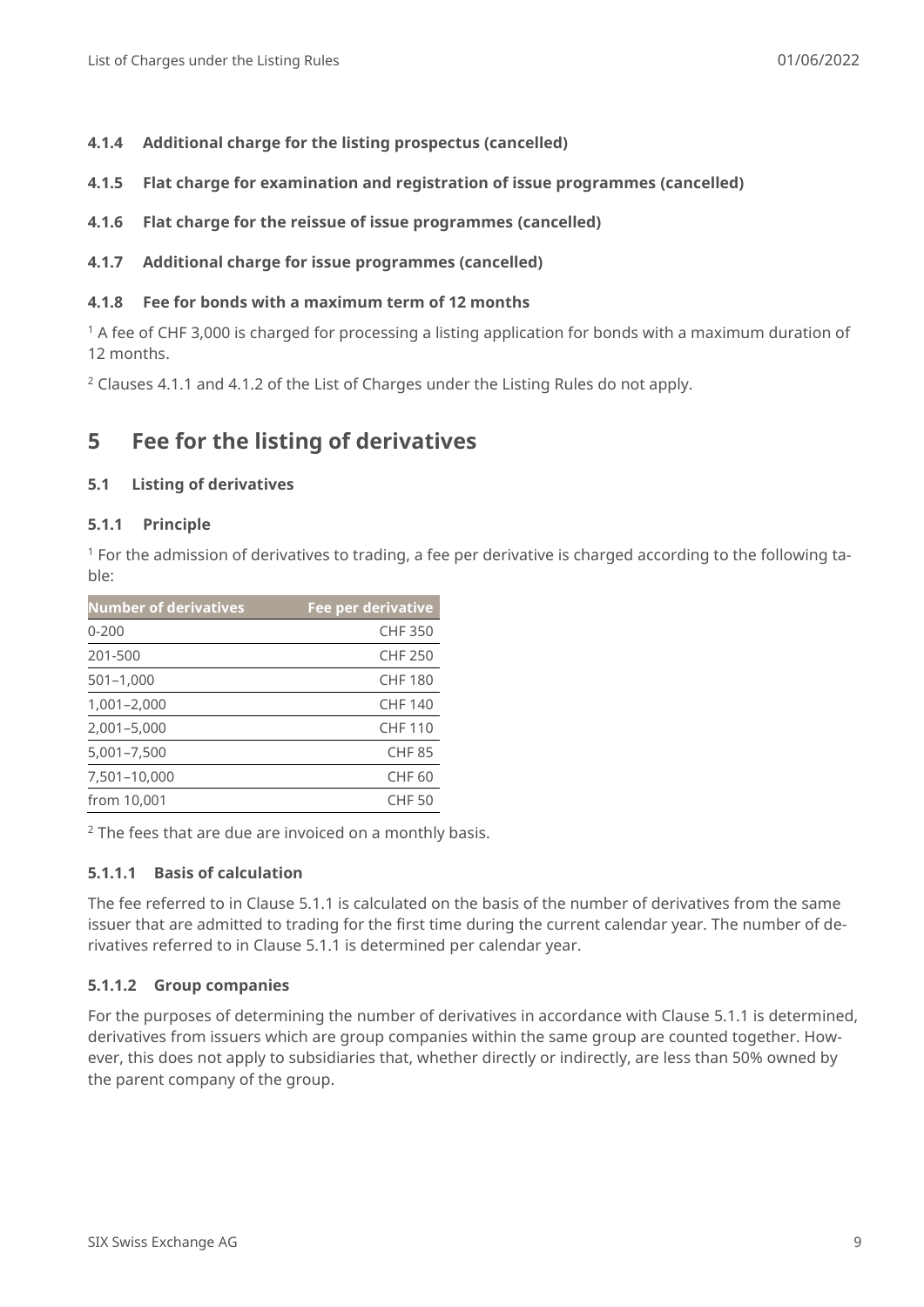#### 4.1.4 Additional charge for the listing prospectus (cancelled)

#### 4.1.5 Flat charge for examination and registration of issue programmes (cancelled)

#### 4.1.6 Flat charge for the reissue of issue programmes (cancelled)

#### 4.1.7 Additional charge for issue programmes (cancelled)

#### 4.1.8 Fee for bonds with a maximum term of 12 months

[1] A fee of CHF 3,000 is charged for processing a listing application for bonds with a maximum duration of 12 months.

[2] Clauses 4.1.1 and 4.1.2 of the List of Charges under the Listing Rules do not apply.

# 5 Fee for the listing of derivatives

## 5.1 Listing of derivatives

### 5.1.1 Principle

[1] For the admission of derivatives to trading, a fee per derivative is charged according to the following table:

| Number of derivatives | Fee per derivative |
|---|---|
| 0-200 | CHF 350 |
| 201-500 | CHF 250 |
| 501–1,000 | CHF 180 |
| 1,001–2,000 | CHF 140 |
| 2,001–5,000 | CHF 110 |
| 5,001–7,500 | CHF 85 |
| 7,501–10,000 | CHF 60 |
| from 10,001 | CHF 50 |

[2] The fees that are due are invoiced on a monthly basis.

#### 5.1.1.1 Basis of calculation

The fee referred to in Clause 5.1.1 is calculated on the basis of the number of derivatives from the same issuer that are admitted to trading for the first time during the current calendar year. The number of derivatives referred to in Clause 5.1.1 is determined per calendar year.

#### 5.1.1.2 Group companies

For the purposes of determining the number of derivatives in accordance with Clause 5.1.1 is determined, derivatives from issuers which are group companies within the same group are counted together. However, this does not apply to subsidiaries that, whether directly or indirectly, are less than 50% owned by the parent company of the group.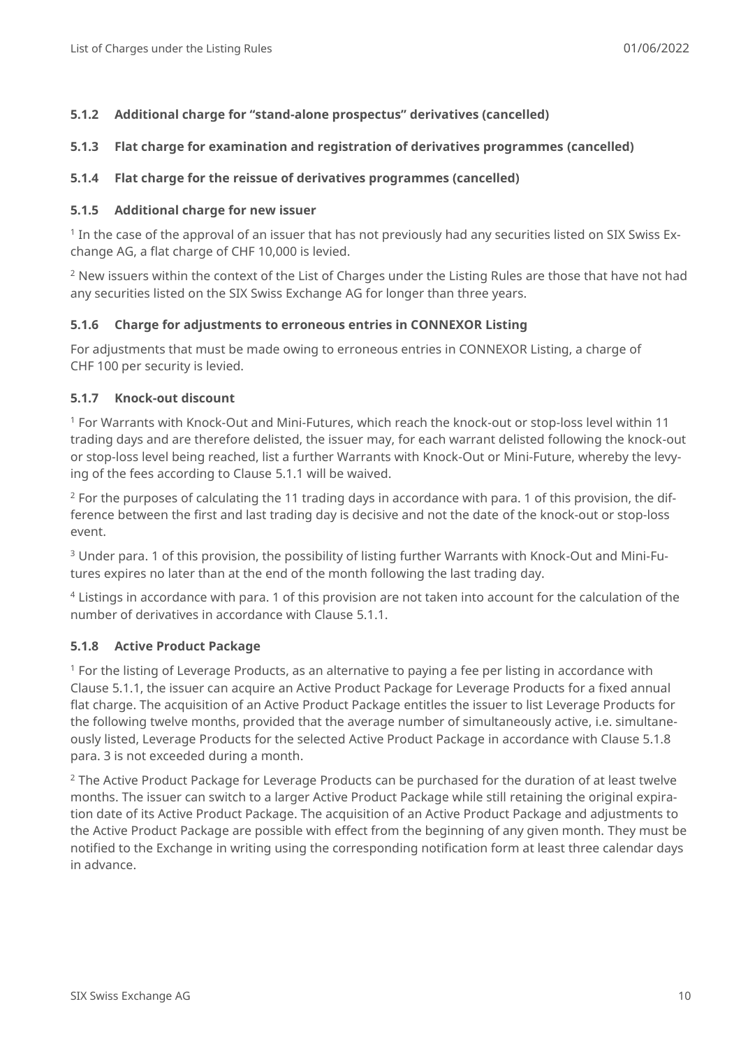#### 5.1.2 Additional charge for “stand-alone prospectus” derivatives (cancelled)

#### 5.1.3 Flat charge for examination and registration of derivatives programmes (cancelled)

#### 5.1.4 Flat charge for the reissue of derivatives programmes (cancelled)

#### 5.1.5 Additional charge for new issuer

[1] In the case of the approval of an issuer that has not previously had any securities listed on SIX Swiss Exchange AG, a flat charge of CHF 10,000 is levied.

[2] New issuers within the context of the List of Charges under the Listing Rules are those that have not had any securities listed on the SIX Swiss Exchange AG for longer than three years.

#### 5.1.6 Charge for adjustments to erroneous entries in CONNEXOR Listing

For adjustments that must be made owing to erroneous entries in CONNEXOR Listing, a charge of CHF 100 per security is levied.

#### 5.1.7 Knock-out discount

[1] For Warrants with Knock-Out and Mini-Futures, which reach the knock-out or stop-loss level within 11 trading days and are therefore delisted, the issuer may, for each warrant delisted following the knock-out or stop-loss level being reached, list a further Warrants with Knock-Out or Mini-Future, whereby the levying of the fees according to Clause 5.1.1 will be waived.

[2] For the purposes of calculating the 11 trading days in accordance with para. 1 of this provision, the difference between the first and last trading day is decisive and not the date of the knock-out or stop-loss event.

[3] Under para. 1 of this provision, the possibility of listing further Warrants with Knock-Out and Mini-Futures expires no later than at the end of the month following the last trading day.

[4] Listings in accordance with para. 1 of this provision are not taken into account for the calculation of the number of derivatives in accordance with Clause 5.1.1.

#### 5.1.8 Active Product Package

[1] For the listing of Leverage Products, as an alternative to paying a fee per listing in accordance with Clause 5.1.1, the issuer can acquire an Active Product Package for Leverage Products for a fixed annual flat charge. The acquisition of an Active Product Package entitles the issuer to list Leverage Products for the following twelve months, provided that the average number of simultaneously active, i.e. simultaneously listed, Leverage Products for the selected Active Product Package in accordance with Clause 5.1.8 para. 3 is not exceeded during a month.

[2] The Active Product Package for Leverage Products can be purchased for the duration of at least twelve months. The issuer can switch to a larger Active Product Package while still retaining the original expiration date of its Active Product Package. The acquisition of an Active Product Package and adjustments to the Active Product Package are possible with effect from the beginning of any given month. They must be notified to the Exchange in writing using the corresponding notification form at least three calendar days in advance.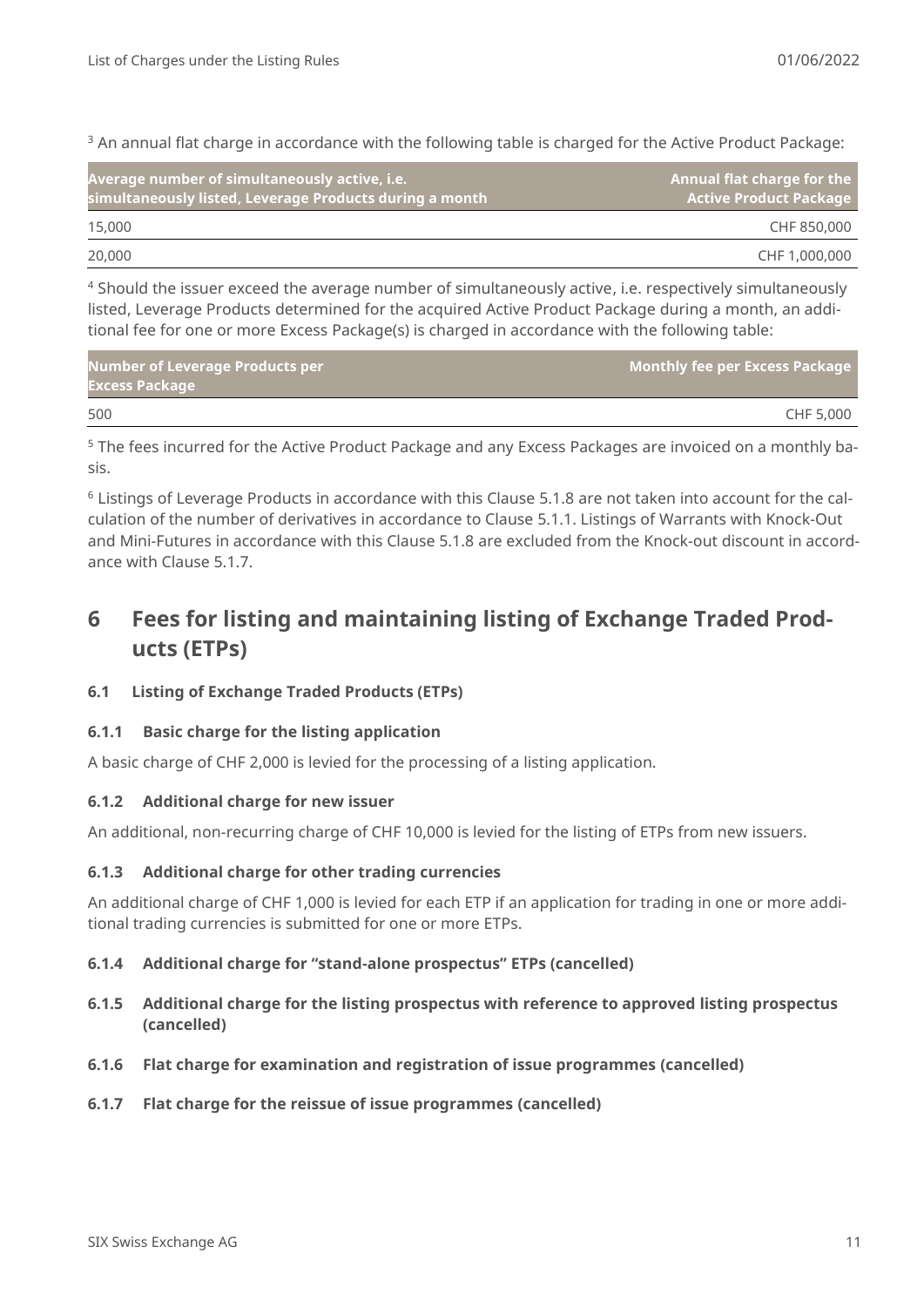[3] An annual flat charge in accordance with the following table is charged for the Active Product Package:

| Average number of simultaneously active, i.e. simultaneously listed, Leverage Products during a month | Annual flat charge for the Active Product Package |
|---|---|
| 15,000 | CHF 850,000 |
| 20,000 | CHF 1,000,000 |

[4] Should the issuer exceed the average number of simultaneously active, i.e. respectively simultaneously listed, Leverage Products determined for the acquired Active Product Package during a month, an additional fee for one or more Excess Package(s) is charged in accordance with the following table:

| Number of Leverage Products per Excess Package | Monthly fee per Excess Package |
|---|---|
| 500 | CHF 5,000 |

[5] The fees incurred for the Active Product Package and any Excess Packages are invoiced on a monthly basis.

[6] Listings of Leverage Products in accordance with this Clause 5.1.8 are not taken into account for the calculation of the number of derivatives in accordance to Clause 5.1.1. Listings of Warrants with Knock-Out and Mini-Futures in accordance with this Clause 5.1.8 are excluded from the Knock-out discount in accordance with Clause 5.1.7.

# 6 Fees for listing and maintaining listing of Exchange Traded Products (ETPs)

## 6.1 Listing of Exchange Traded Products (ETPs)

### 6.1.1 Basic charge for the listing application

A basic charge of CHF 2,000 is levied for the processing of a listing application.

### 6.1.2 Additional charge for new issuer

An additional, non-recurring charge of CHF 10,000 is levied for the listing of ETPs from new issuers.

### 6.1.3 Additional charge for other trading currencies

An additional charge of CHF 1,000 is levied for each ETP if an application for trading in one or more additional trading currencies is submitted for one or more ETPs.

### 6.1.4 Additional charge for "stand-alone prospectus" ETPs (cancelled)

### 6.1.5 Additional charge for the listing prospectus with reference to approved listing prospectus (cancelled)

### 6.1.6 Flat charge for examination and registration of issue programmes (cancelled)

### 6.1.7 Flat charge for the reissue of issue programmes (cancelled)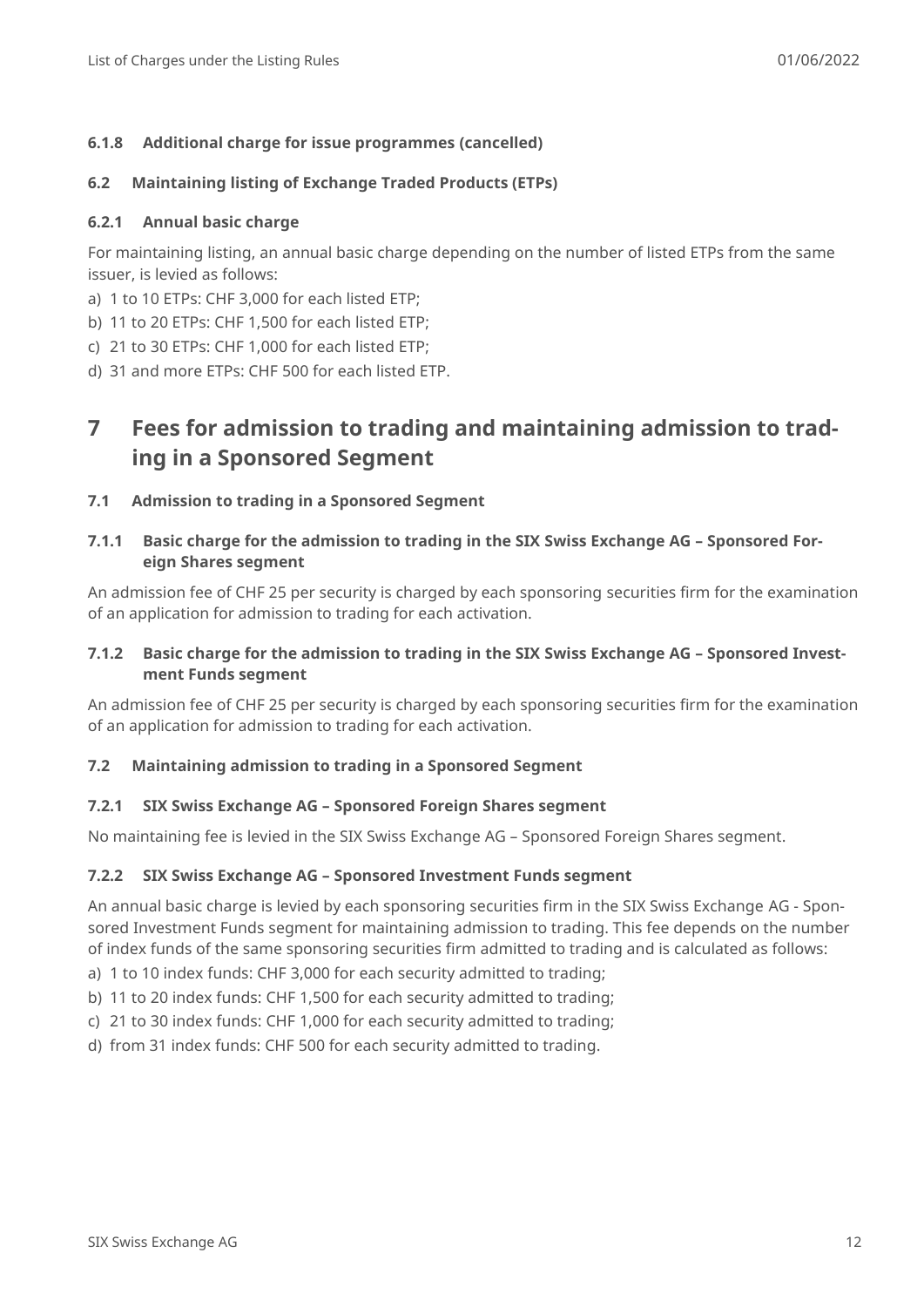#### 6.1.8 Additional charge for issue programmes (cancelled)

### 6.2 Maintaining listing of Exchange Traded Products (ETPs)

#### 6.2.1 Annual basic charge

For maintaining listing, an annual basic charge depending on the number of listed ETPs from the same issuer, is levied as follows:

a) 1 to 10 ETPs: CHF 3,000 for each listed ETP;

b) 11 to 20 ETPs: CHF 1,500 for each listed ETP;

c) 21 to 30 ETPs: CHF 1,000 for each listed ETP;

d) 31 and more ETPs: CHF 500 for each listed ETP.

## 7 Fees for admission to trading and maintaining admission to trading in a Sponsored Segment

### 7.1 Admission to trading in a Sponsored Segment

#### 7.1.1 Basic charge for the admission to trading in the SIX Swiss Exchange AG – Sponsored Foreign Shares segment

An admission fee of CHF 25 per security is charged by each sponsoring securities firm for the examination of an application for admission to trading for each activation.

#### 7.1.2 Basic charge for the admission to trading in the SIX Swiss Exchange AG – Sponsored Investment Funds segment

An admission fee of CHF 25 per security is charged by each sponsoring securities firm for the examination of an application for admission to trading for each activation.

### 7.2 Maintaining admission to trading in a Sponsored Segment

#### 7.2.1 SIX Swiss Exchange AG – Sponsored Foreign Shares segment

No maintaining fee is levied in the SIX Swiss Exchange AG – Sponsored Foreign Shares segment.

#### 7.2.2 SIX Swiss Exchange AG – Sponsored Investment Funds segment

An annual basic charge is levied by each sponsoring securities firm in the SIX Swiss Exchange AG - Sponsored Investment Funds segment for maintaining admission to trading. This fee depends on the number of index funds of the same sponsoring securities firm admitted to trading and is calculated as follows:

a) 1 to 10 index funds: CHF 3,000 for each security admitted to trading;

b) 11 to 20 index funds: CHF 1,500 for each security admitted to trading;

c) 21 to 30 index funds: CHF 1,000 for each security admitted to trading;

d) from 31 index funds: CHF 500 for each security admitted to trading.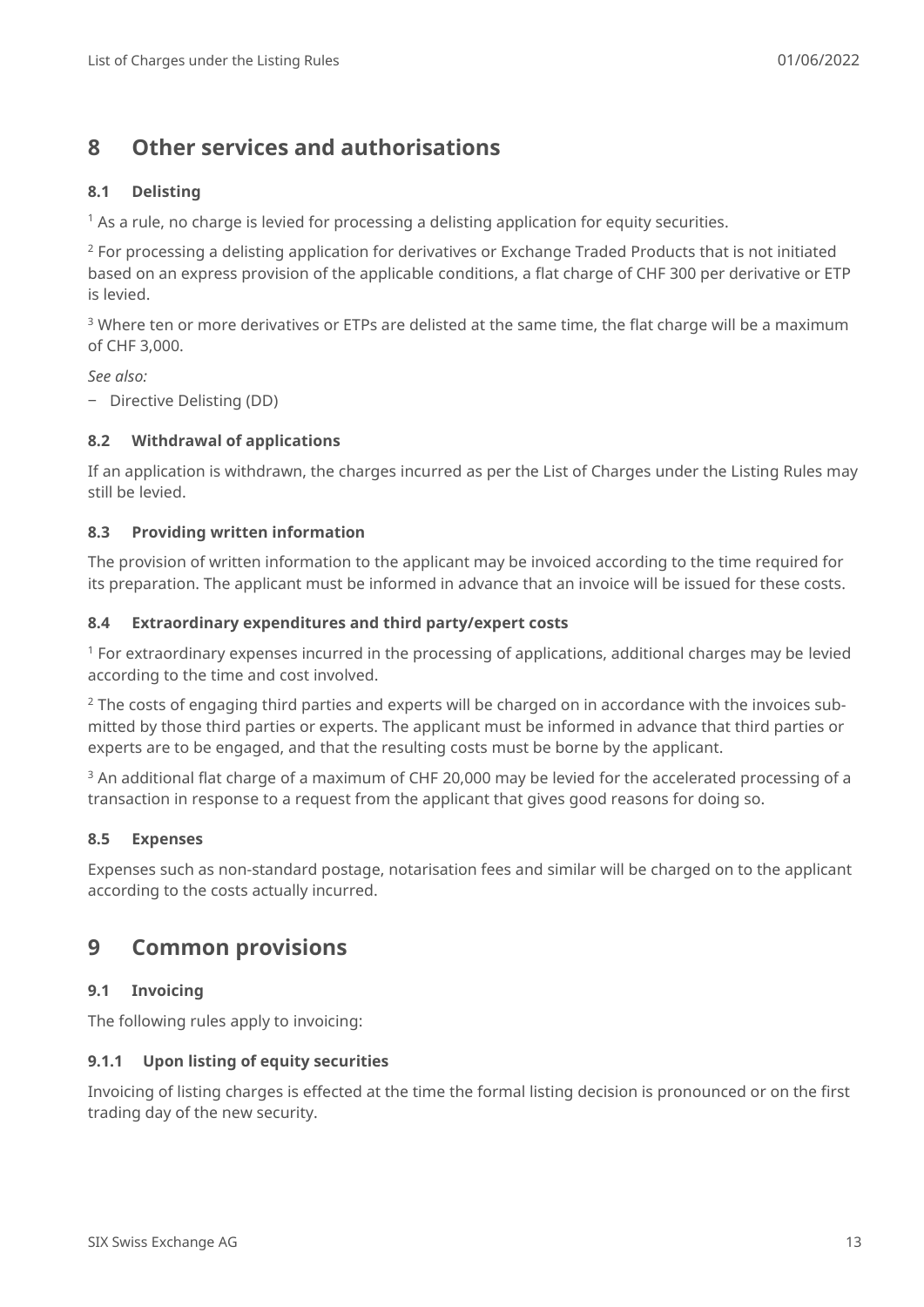# 8 Other services and authorisations

### 8.1 Delisting

[1] As a rule, no charge is levied for processing a delisting application for equity securities.

[2] For processing a delisting application for derivatives or Exchange Traded Products that is not initiated based on an express provision of the applicable conditions, a flat charge of CHF 300 per derivative or ETP is levied.

[3] Where ten or more derivatives or ETPs are delisted at the same time, the flat charge will be a maximum of CHF 3,000.

*See also:*

- Directive Delisting (DD)

### 8.2 Withdrawal of applications

If an application is withdrawn, the charges incurred as per the List of Charges under the Listing Rules may still be levied.

### 8.3 Providing written information

The provision of written information to the applicant may be invoiced according to the time required for its preparation. The applicant must be informed in advance that an invoice will be issued for these costs.

### 8.4 Extraordinary expenditures and third party/expert costs

[1] For extraordinary expenses incurred in the processing of applications, additional charges may be levied according to the time and cost involved.

[2] The costs of engaging third parties and experts will be charged on in accordance with the invoices submitted by those third parties or experts. The applicant must be informed in advance that third parties or experts are to be engaged, and that the resulting costs must be borne by the applicant.

[3] An additional flat charge of a maximum of CHF 20,000 may be levied for the accelerated processing of a transaction in response to a request from the applicant that gives good reasons for doing so.

### 8.5 Expenses

Expenses such as non-standard postage, notarisation fees and similar will be charged on to the applicant according to the costs actually incurred.

# 9 Common provisions

### 9.1 Invoicing

The following rules apply to invoicing:

#### 9.1.1 Upon listing of equity securities

Invoicing of listing charges is effected at the time the formal listing decision is pronounced or on the first trading day of the new security.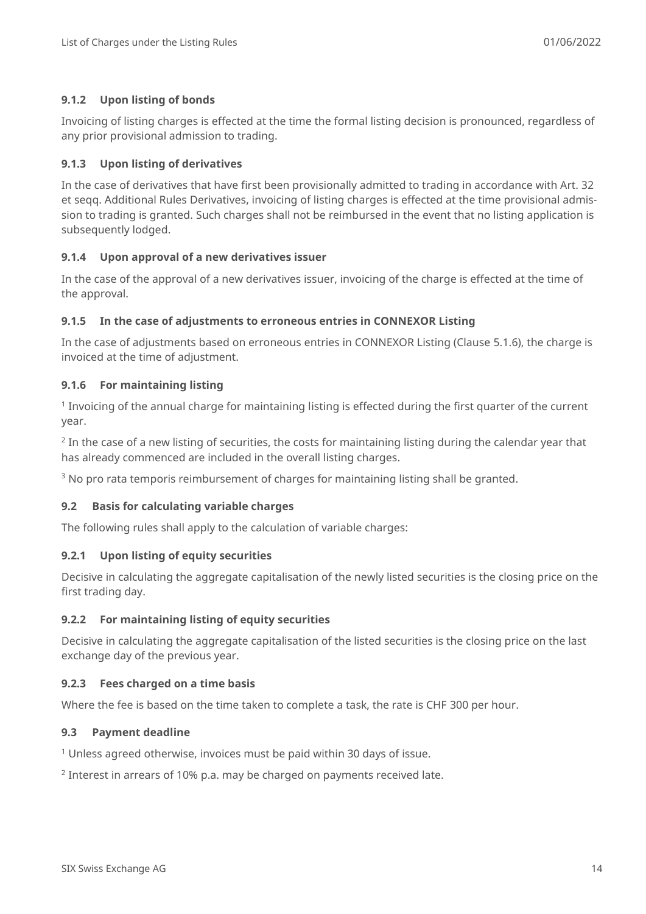### 9.1.2 Upon listing of bonds

Invoicing of listing charges is effected at the time the formal listing decision is pronounced, regardless of any prior provisional admission to trading.

### 9.1.3 Upon listing of derivatives

In the case of derivatives that have first been provisionally admitted to trading in accordance with Art. 32 et seqq. Additional Rules Derivatives, invoicing of listing charges is effected at the time provisional admission to trading is granted. Such charges shall not be reimbursed in the event that no listing application is subsequently lodged.

### 9.1.4 Upon approval of a new derivatives issuer

In the case of the approval of a new derivatives issuer, invoicing of the charge is effected at the time of the approval.

### 9.1.5 In the case of adjustments to erroneous entries in CONNEXOR Listing

In the case of adjustments based on erroneous entries in CONNEXOR Listing (Clause 5.1.6), the charge is invoiced at the time of adjustment.

### 9.1.6 For maintaining listing

[1] Invoicing of the annual charge for maintaining listing is effected during the first quarter of the current year.

[2] In the case of a new listing of securities, the costs for maintaining listing during the calendar year that has already commenced are included in the overall listing charges.

[3] No pro rata temporis reimbursement of charges for maintaining listing shall be granted.

## 9.2 Basis for calculating variable charges

The following rules shall apply to the calculation of variable charges:

### 9.2.1 Upon listing of equity securities

Decisive in calculating the aggregate capitalisation of the newly listed securities is the closing price on the first trading day.

### 9.2.2 For maintaining listing of equity securities

Decisive in calculating the aggregate capitalisation of the listed securities is the closing price on the last exchange day of the previous year.

### 9.2.3 Fees charged on a time basis

Where the fee is based on the time taken to complete a task, the rate is CHF 300 per hour.

## 9.3 Payment deadline

[1] Unless agreed otherwise, invoices must be paid within 30 days of issue.

[2] Interest in arrears of 10% p.a. may be charged on payments received late.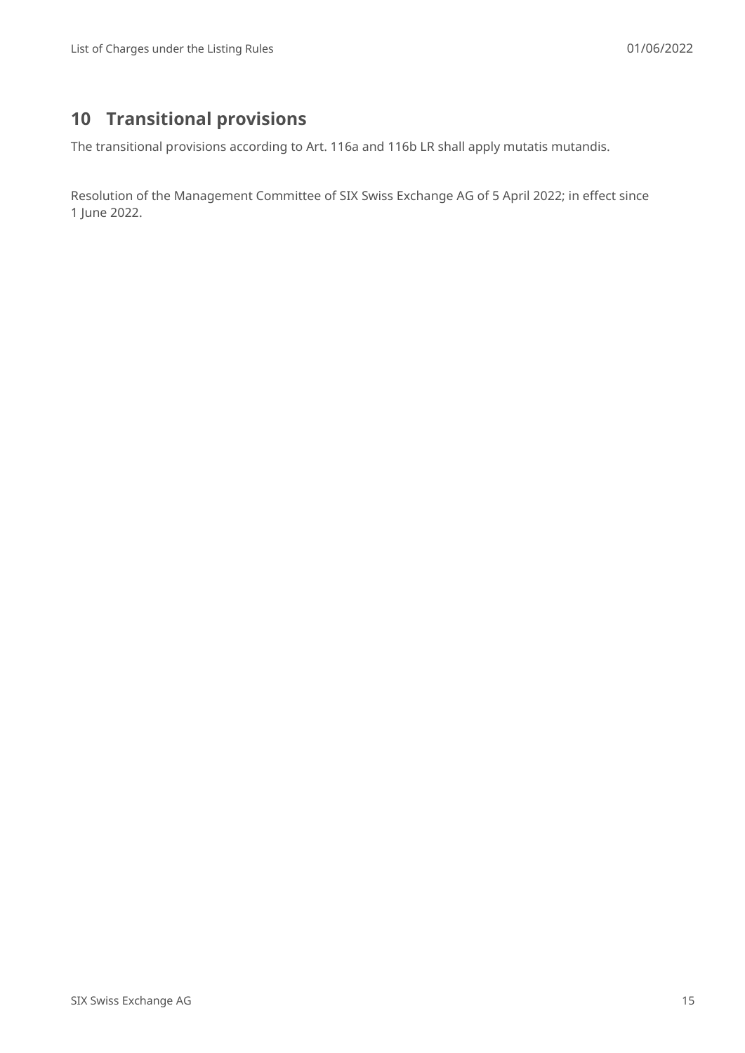## 10 Transitional provisions

The transitional provisions according to Art. 116a and 116b LR shall apply mutatis mutandis.

Resolution of the Management Committee of SIX Swiss Exchange AG of 5 April 2022; in effect since 1 June 2022.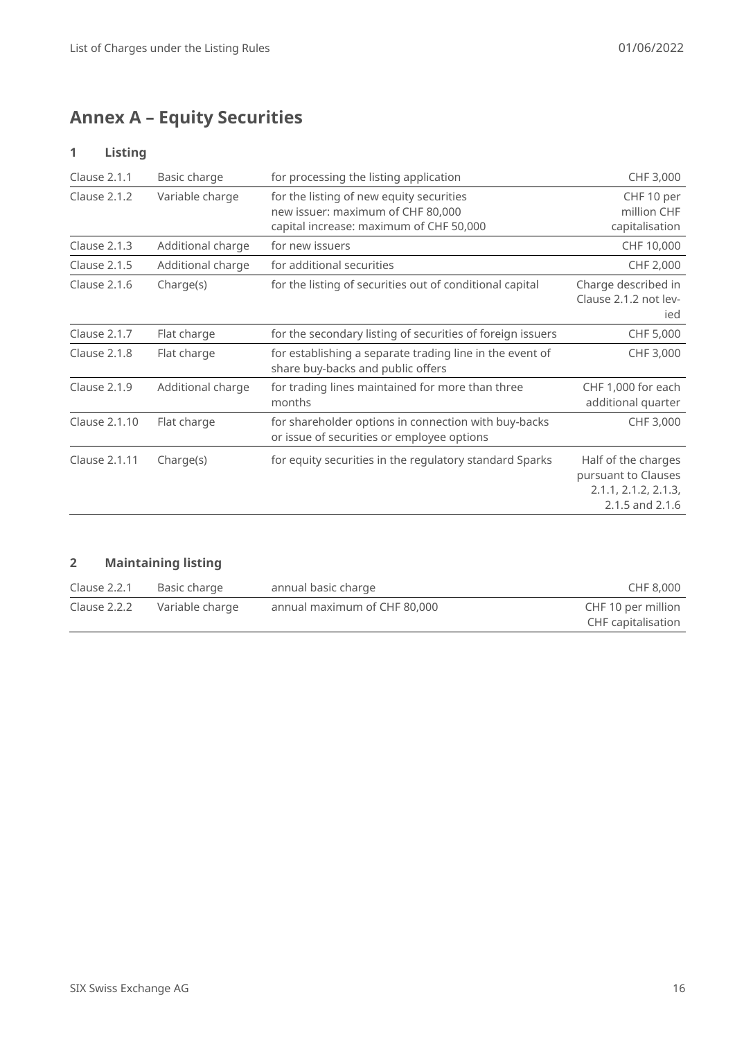# Annex A – Equity Securities

## 1 Listing

| | | | |
|---|---|---|---|
| Clause 2.1.1 | Basic charge | for processing the listing application | CHF 3,000 |
| Clause 2.1.2 | Variable charge | for the listing of new equity securities<br>new issuer: maximum of CHF 80,000<br>capital increase: maximum of CHF 50,000 | CHF 10 per million CHF capitalisation |
| Clause 2.1.3 | Additional charge | for new issuers | CHF 10,000 |
| Clause 2.1.5 | Additional charge | for additional securities | CHF 2,000 |
| Clause 2.1.6 | Charge(s) | for the listing of securities out of conditional capital | Charge described in Clause 2.1.2 not levied |
| Clause 2.1.7 | Flat charge | for the secondary listing of securities of foreign issuers | CHF 5,000 |
| Clause 2.1.8 | Flat charge | for establishing a separate trading line in the event of share buy-backs and public offers | CHF 3,000 |
| Clause 2.1.9 | Additional charge | for trading lines maintained for more than three months | CHF 1,000 for each additional quarter |
| Clause 2.1.10 | Flat charge | for shareholder options in connection with buy-backs or issue of securities or employee options | CHF 3,000 |
| Clause 2.1.11 | Charge(s) | for equity securities in the regulatory standard Sparks | Half of the charges pursuant to Clauses 2.1.1, 2.1.2, 2.1.3, 2.1.5 and 2.1.6 |

## 2 Maintaining listing

| | | | |
|---|---|---|---|
| Clause 2.2.1 | Basic charge | annual basic charge | CHF 8,000 |
| Clause 2.2.2 | Variable charge | annual maximum of CHF 80,000 | CHF 10 per million CHF capitalisation |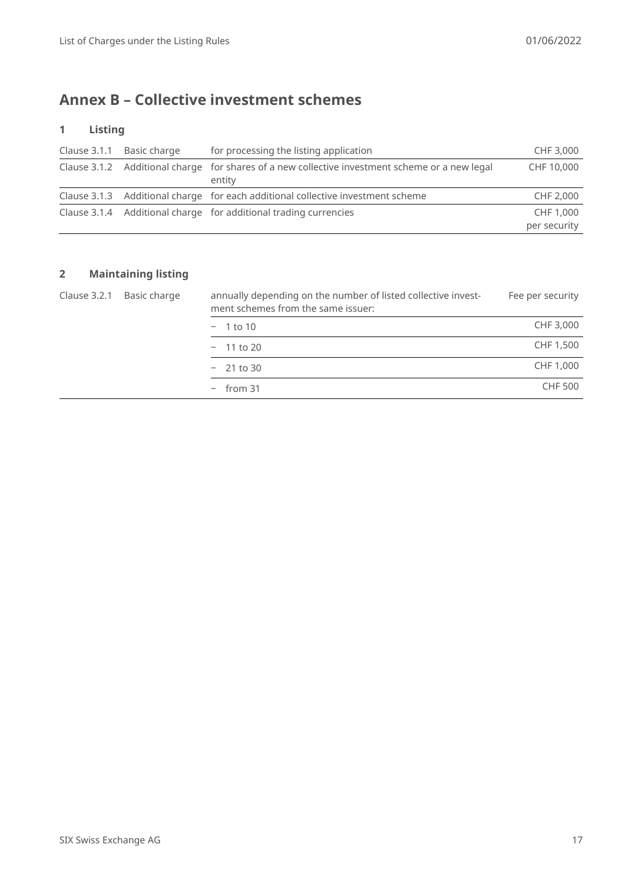# Annex B – Collective investment schemes

## 1 Listing

| | | | |
|---|---|---|---|
| Clause 3.1.1 | Basic charge | for processing the listing application | CHF 3,000 |
| Clause 3.1.2 | Additional charge | for shares of a new collective investment scheme or a new legal entity | CHF 10,000 |
| Clause 3.1.3 | Additional charge | for each additional collective investment scheme | CHF 2,000 |
| Clause 3.1.4 | Additional charge | for additional trading currencies | CHF 1,000 per security |

## 2 Maintaining listing

| | | | |
|---|---|---|---|
| Clause 3.2.1 | Basic charge | annually depending on the number of listed collective investment schemes from the same issuer: | Fee per security |
| | | – 1 to 10 | CHF 3,000 |
| | | – 11 to 20 | CHF 1,500 |
| | | – 21 to 30 | CHF 1,000 |
| | | – from 31 | CHF 500 |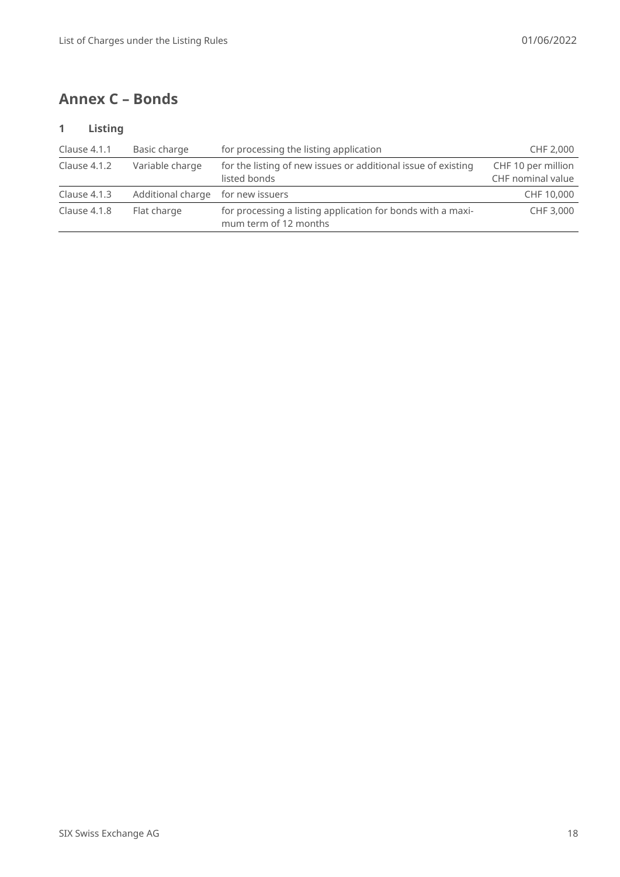## Annex C – Bonds

### 1 Listing

| | | | |
|---|---|---|---|
| Clause 4.1.1 | Basic charge | for processing the listing application | CHF 2,000 |
| Clause 4.1.2 | Variable charge | for the listing of new issues or additional issue of existing listed bonds | CHF 10 per million CHF nominal value |
| Clause 4.1.3 | Additional charge | for new issuers | CHF 10,000 |
| Clause 4.1.8 | Flat charge | for processing a listing application for bonds with a maximum term of 12 months | CHF 3,000 |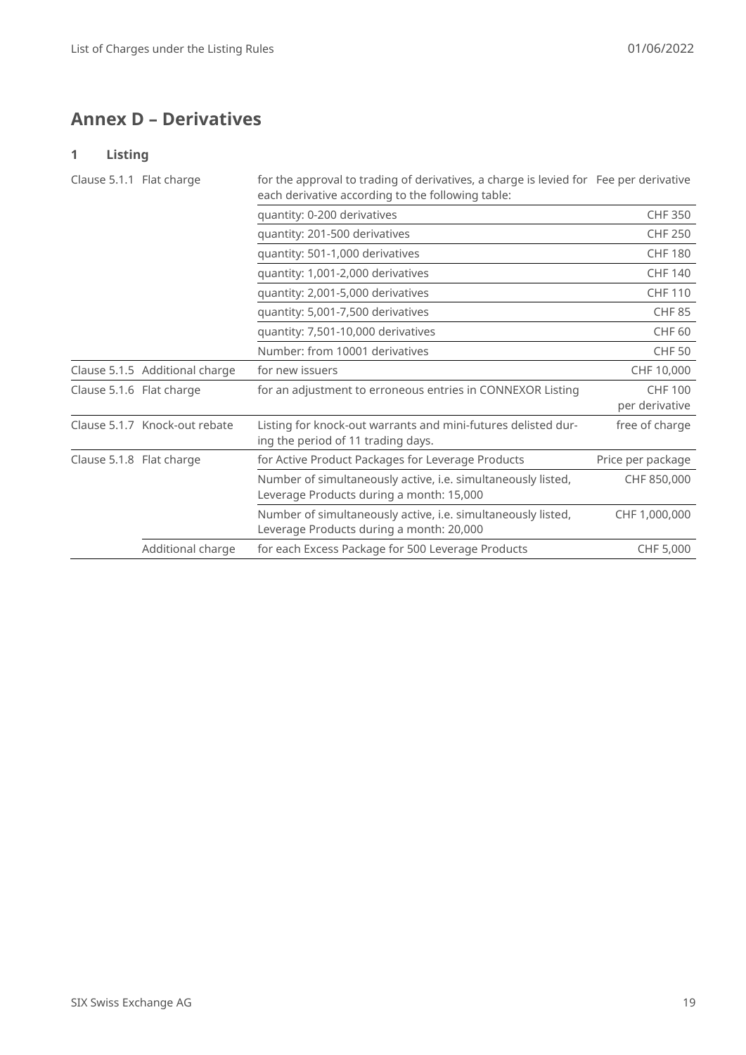# Annex D – Derivatives

## 1 Listing

| Clause | Type | Description | Charge |
|---|---|---|---|
| Clause 5.1.1 | Flat charge | for the approval to trading of derivatives, a charge is levied for each derivative according to the following table: | Fee per derivative |
| | | quantity: 0-200 derivatives | CHF 350 |
| | | quantity: 201-500 derivatives | CHF 250 |
| | | quantity: 501-1,000 derivatives | CHF 180 |
| | | quantity: 1,001-2,000 derivatives | CHF 140 |
| | | quantity: 2,001-5,000 derivatives | CHF 110 |
| | | quantity: 5,001-7,500 derivatives | CHF 85 |
| | | quantity: 7,501-10,000 derivatives | CHF 60 |
| | | Number: from 10001 derivatives | CHF 50 |
| Clause 5.1.5 | Additional charge | for new issuers | CHF 10,000 |
| Clause 5.1.6 | Flat charge | for an adjustment to erroneous entries in CONNEXOR Listing | CHF 100 per derivative |
| Clause 5.1.7 | Knock-out rebate | Listing for knock-out warrants and mini-futures delisted during the period of 11 trading days. | free of charge |
| Clause 5.1.8 | Flat charge | for Active Product Packages for Leverage Products | Price per package |
| | | Number of simultaneously active, i.e. simultaneously listed, Leverage Products during a month: 15,000 | CHF 850,000 |
| | | Number of simultaneously active, i.e. simultaneously listed, Leverage Products during a month: 20,000 | CHF 1,000,000 |
| | Additional charge | for each Excess Package for 500 Leverage Products | CHF 5,000 |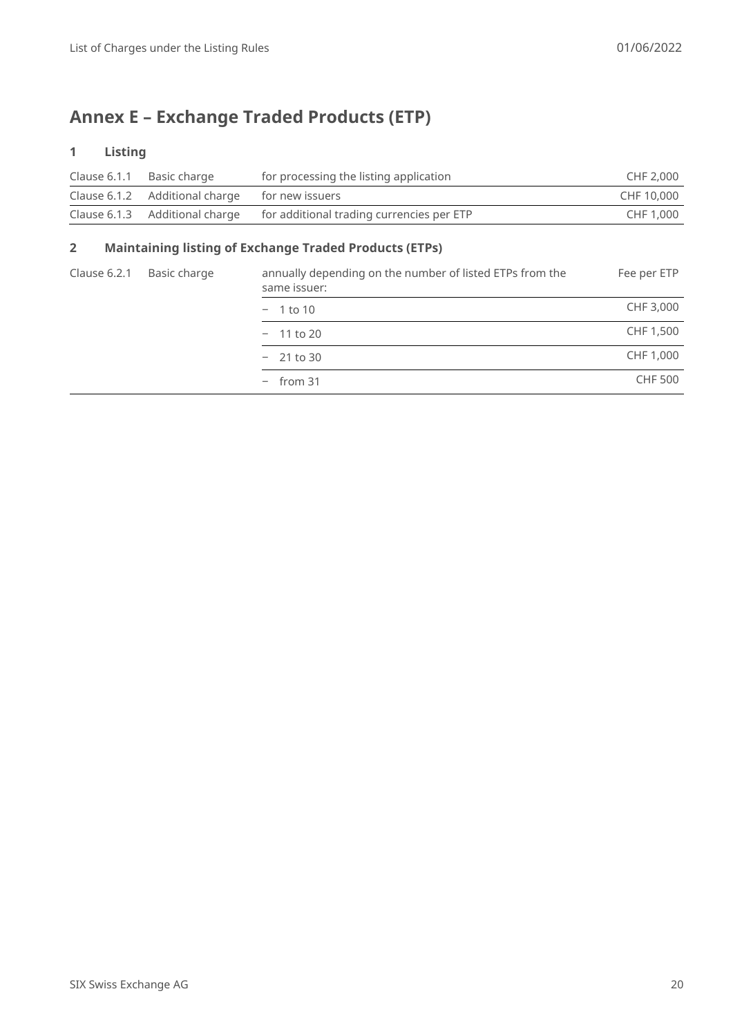# Annex E – Exchange Traded Products (ETP)

## 1 Listing

| | | | |
|---|---|---|---|
| Clause 6.1.1 | Basic charge | for processing the listing application | CHF 2,000 |
| Clause 6.1.2 | Additional charge | for new issuers | CHF 10,000 |
| Clause 6.1.3 | Additional charge | for additional trading currencies per ETP | CHF 1,000 |

## 2 Maintaining listing of Exchange Traded Products (ETPs)

| | | | |
|---|---|---|---|
| Clause 6.2.1 | Basic charge | annually depending on the number of listed ETPs from the same issuer: | Fee per ETP |
| | | – 1 to 10 | CHF 3,000 |
| | | – 11 to 20 | CHF 1,500 |
| | | – 21 to 30 | CHF 1,000 |
| | | – from 31 | CHF 500 |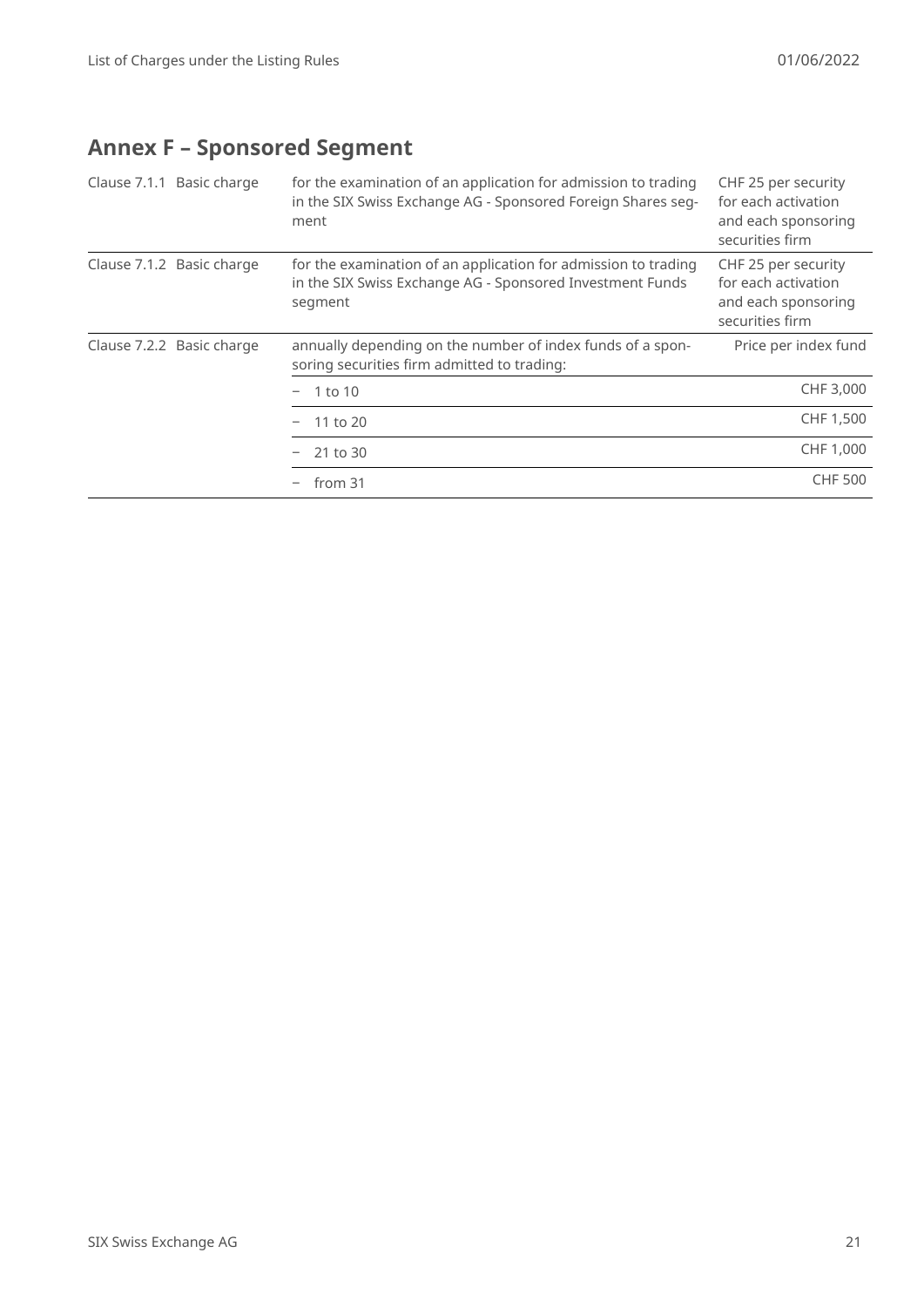## Annex F – Sponsored Segment

| Clause | Charge | Description | Amount |
|---|---|---|---|
| Clause 7.1.1 | Basic charge | for the examination of an application for admission to trading in the SIX Swiss Exchange AG - Sponsored Foreign Shares segment | CHF 25 per security for each activation and each sponsoring securities firm |
| Clause 7.1.2 | Basic charge | for the examination of an application for admission to trading in the SIX Swiss Exchange AG - Sponsored Investment Funds segment | CHF 25 per security for each activation and each sponsoring securities firm |
| Clause 7.2.2 | Basic charge | annually depending on the number of index funds of a sponsoring securities firm admitted to trading: | Price per index fund |
| | | – 1 to 10 | CHF 3,000 |
| | | – 11 to 20 | CHF 1,500 |
| | | – 21 to 30 | CHF 1,000 |
| | | – from 31 | CHF 500 |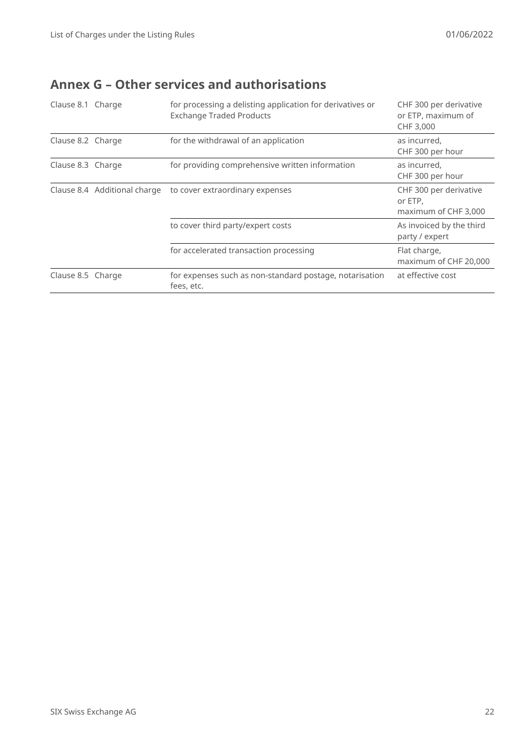## Annex G – Other services and authorisations

| | | | |
|---|---|---|---|
| Clause 8.1 | Charge | for processing a delisting application for derivatives or Exchange Traded Products | CHF 300 per derivative or ETP, maximum of CHF 3,000 |
| Clause 8.2 | Charge | for the withdrawal of an application | as incurred, CHF 300 per hour |
| Clause 8.3 | Charge | for providing comprehensive written information | as incurred, CHF 300 per hour |
| Clause 8.4 | Additional charge | to cover extraordinary expenses | CHF 300 per derivative or ETP, maximum of CHF 3,000 |
| | | to cover third party/expert costs | As invoiced by the third party / expert |
| | | for accelerated transaction processing | Flat charge, maximum of CHF 20,000 |
| Clause 8.5 | Charge | for expenses such as non-standard postage, notarisation fees, etc. | at effective cost |